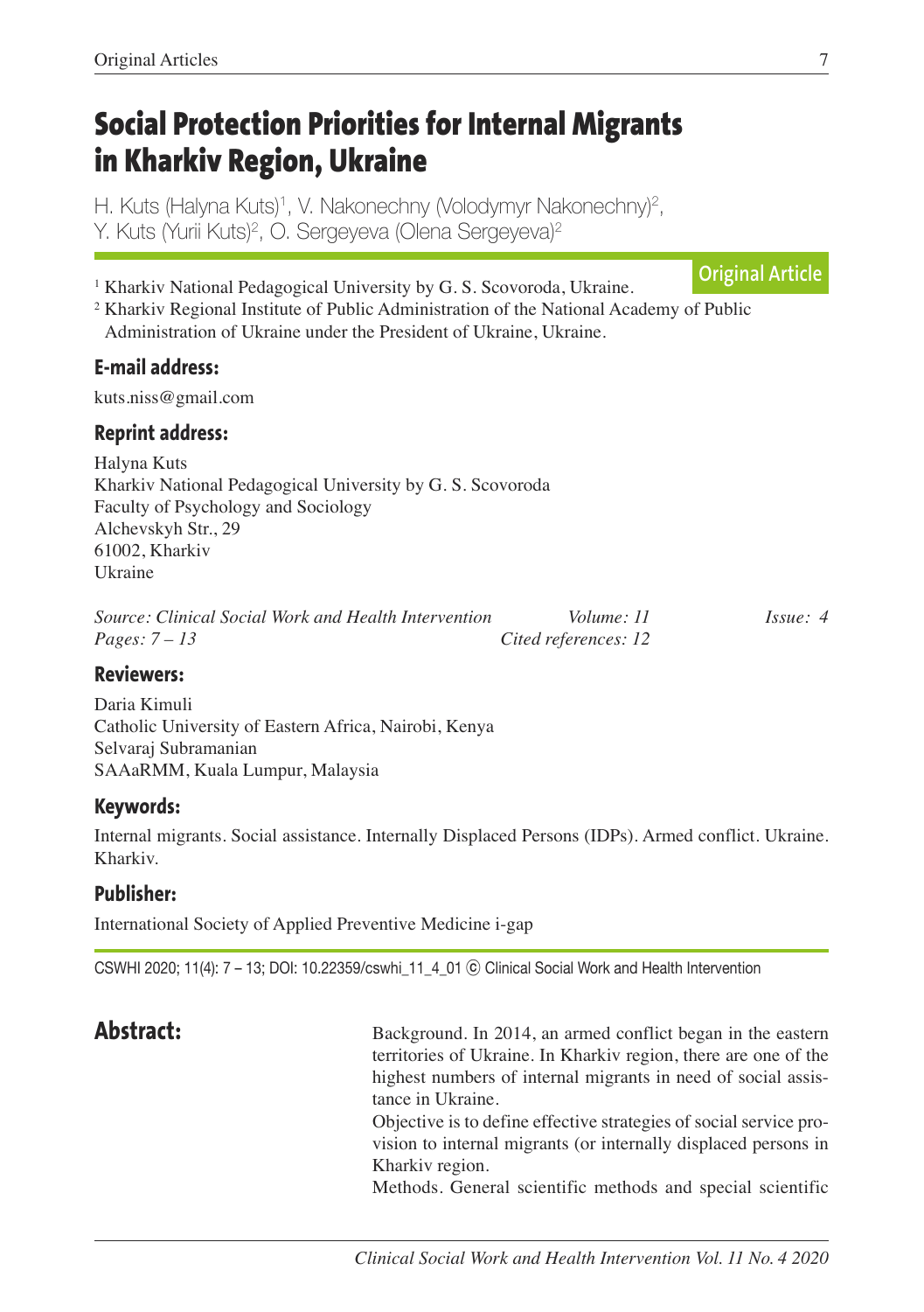# Social Protection Priorities for Internal Migrants in Kharkiv Region, Ukraine

H. Kuts (Halyna Kuts)[1], V. Nakonechny (Volodymyr Nakonechny)[2], Y. Kuts (Yurii Kuts)[2], O. Sergeyeva (Olena Sergeyeva)[2]

**Original Article**

[1] Kharkiv National Pedagogical University by G. S. Scovoroda, Ukraine.
[2] Kharkiv Regional Institute of Public Administration of the National Academy of Public Administration of Ukraine under the President of Ukraine, Ukraine.

### E-mail address:

kuts.niss@gmail.com

### Reprint address:

Halyna Kuts
Kharkiv National Pedagogical University by G. S. Scovoroda
Faculty of Psychology and Sociology
Alchevskyh Str., 29
61002, Kharkiv
Ukraine

*Source: Clinical Social Work and Health Intervention* *Volume: 11* *Issue: 4*
*Pages: 7 – 13* *Cited references: 12*

### Reviewers:

Daria Kimuli
Catholic University of Eastern Africa, Nairobi, Kenya
Selvaraj Subramanian
SAAaRMM, Kuala Lumpur, Malaysia

### Keywords:

Internal migrants. Social assistance. Internally Displaced Persons (IDPs). Armed conflict. Ukraine. Kharkiv.

### Publisher:

International Society of Applied Preventive Medicine i-gap

CSWHI 2020; 11(4): 7 – 13; DOI: 10.22359/cswhi_11_4_01 ⓒ Clinical Social Work and Health Intervention

## Abstract:

Background. In 2014, an armed conflict began in the eastern territories of Ukraine. In Kharkiv region, there are one of the highest numbers of internal migrants in need of social assistance in Ukraine.

Objective is to define effective strategies of social service provision to internal migrants (or internally displaced persons in Kharkiv region.

Methods. General scientific methods and special scientific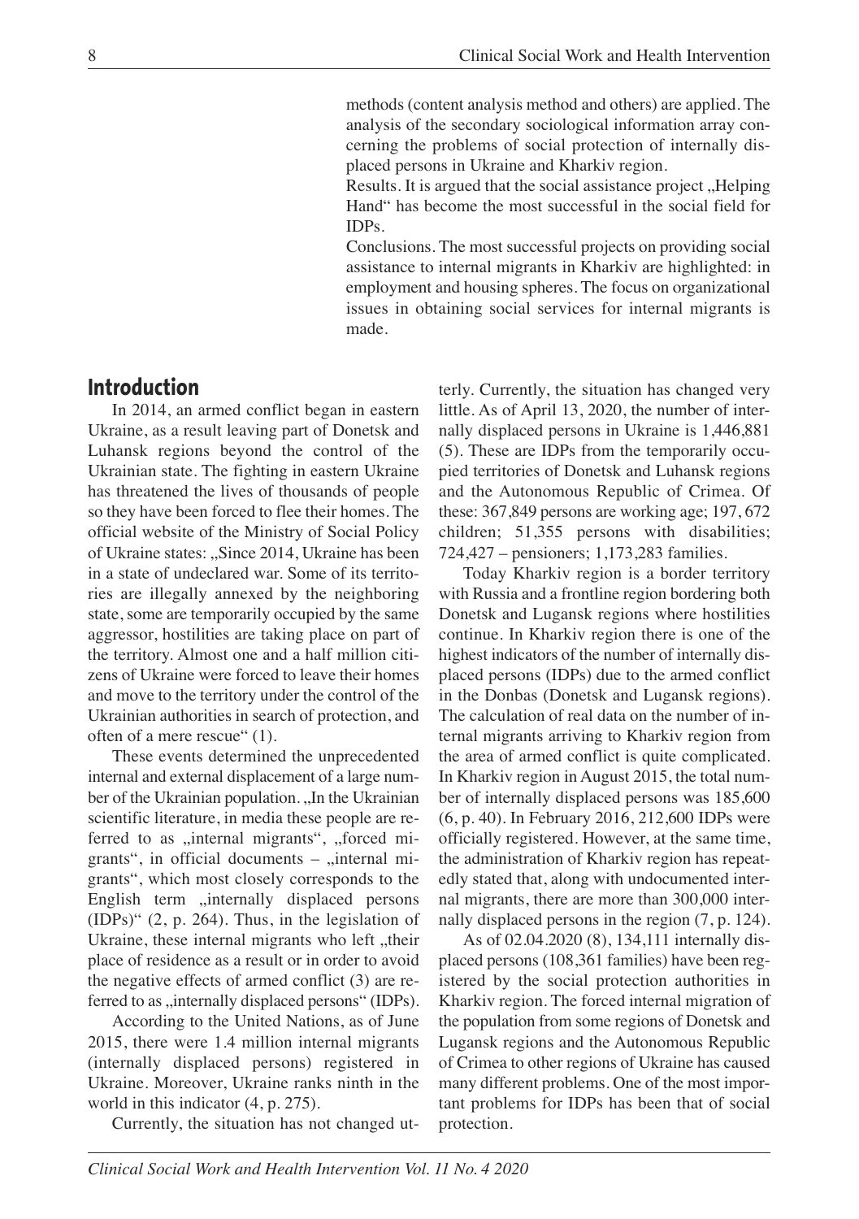methods (content analysis method and others) are applied. The analysis of the secondary sociological information array concerning the problems of social protection of internally displaced persons in Ukraine and Kharkiv region.

Results. It is argued that the social assistance project „Helping Hand" has become the most successful in the social field for IDPs.

Conclusions. The most successful projects on providing social assistance to internal migrants in Kharkiv are highlighted: in employment and housing spheres. The focus on organizational issues in obtaining social services for internal migrants is made.

## Introduction

In 2014, an armed conflict began in eastern Ukraine, as a result leaving part of Donetsk and Luhansk regions beyond the control of the Ukrainian state. The fighting in eastern Ukraine has threatened the lives of thousands of people so they have been forced to flee their homes. The official website of the Ministry of Social Policy of Ukraine states: „Since 2014, Ukraine has been in a state of undeclared war. Some of its territories are illegally annexed by the neighboring state, some are temporarily occupied by the same aggressor, hostilities are taking place on part of the territory. Almost one and a half million citizens of Ukraine were forced to leave their homes and move to the territory under the control of the Ukrainian authorities in search of protection, and often of a mere rescue" (1).

These events determined the unprecedented internal and external displacement of a large number of the Ukrainian population. „In the Ukrainian scientific literature, in media these people are referred to as „internal migrants", „forced migrants", in official documents – „internal migrants", which most closely corresponds to the English term „internally displaced persons (IDPs)" (2, p. 264). Thus, in the legislation of Ukraine, these internal migrants who left „their place of residence as a result or in order to avoid the negative effects of armed conflict (3) are referred to as „internally displaced persons" (IDPs).

According to the United Nations, as of June 2015, there were 1.4 million internal migrants (internally displaced persons) registered in Ukraine. Moreover, Ukraine ranks ninth in the world in this indicator (4, p. 275).

Currently, the situation has not changed utterly. Currently, the situation has changed very little. As of April 13, 2020, the number of internally displaced persons in Ukraine is 1,446,881 (5). These are IDPs from the temporarily occupied territories of Donetsk and Luhansk regions and the Autonomous Republic of Crimea. Of these: 367,849 persons are working age; 197, 672 children; 51,355 persons with disabilities; 724,427 – pensioners; 1,173,283 families.

Today Kharkiv region is a border territory with Russia and a frontline region bordering both Donetsk and Lugansk regions where hostilities continue. In Kharkiv region there is one of the highest indicators of the number of internally displaced persons (IDPs) due to the armed conflict in the Donbas (Donetsk and Lugansk regions). The calculation of real data on the number of internal migrants arriving to Kharkiv region from the area of armed conflict is quite complicated. In Kharkiv region in August 2015, the total number of internally displaced persons was 185,600 (6, p. 40). In February 2016, 212,600 IDPs were officially registered. However, at the same time, the administration of Kharkiv region has repeatedly stated that, along with undocumented internal migrants, there are more than 300,000 internally displaced persons in the region (7, p. 124).

As of 02.04.2020 (8), 134,111 internally displaced persons (108,361 families) have been registered by the social protection authorities in Kharkiv region. The forced internal migration of the population from some regions of Donetsk and Lugansk regions and the Autonomous Republic of Crimea to other regions of Ukraine has caused many different problems. One of the most important problems for IDPs has been that of social protection.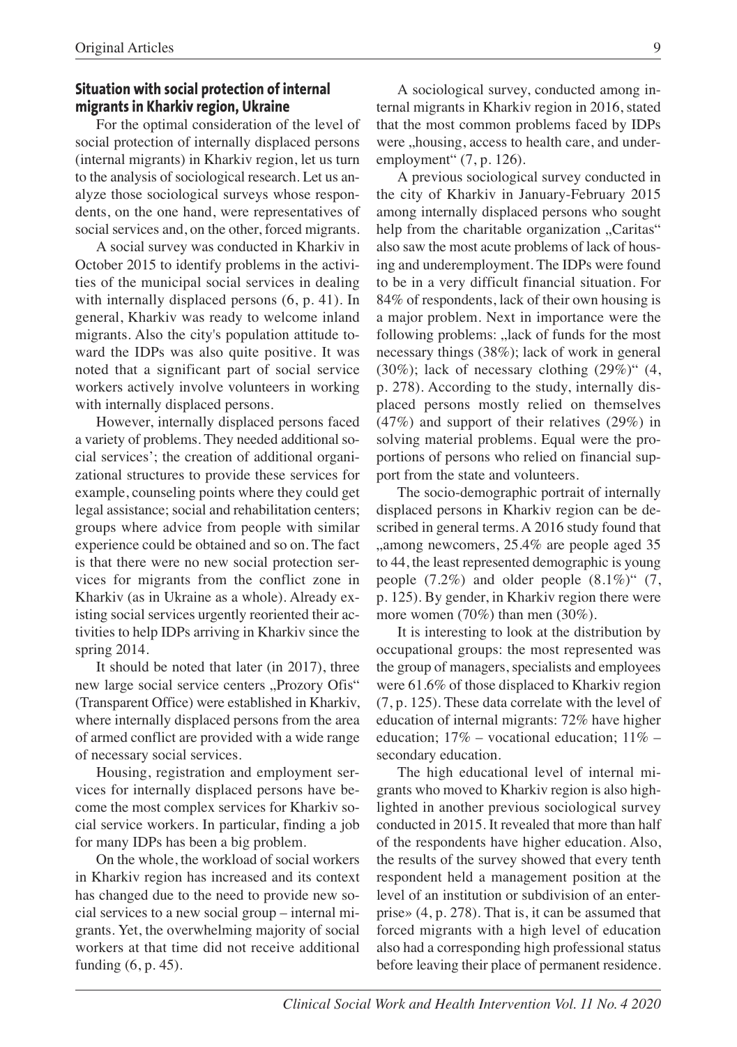### Situation with social protection of internal migrants in Kharkiv region, Ukraine

For the optimal consideration of the level of social protection of internally displaced persons (internal migrants) in Kharkiv region, let us turn to the analysis of sociological research. Let us analyze those sociological surveys whose respondents, on the one hand, were representatives of social services and, on the other, forced migrants.

A social survey was conducted in Kharkiv in October 2015 to identify problems in the activities of the municipal social services in dealing with internally displaced persons (6, p. 41). In general, Kharkiv was ready to welcome inland migrants. Also the city's population attitude toward the IDPs was also quite positive. It was noted that a significant part of social service workers actively involve volunteers in working with internally displaced persons.

However, internally displaced persons faced a variety of problems. They needed additional social services'; the creation of additional organizational structures to provide these services for example, counseling points where they could get legal assistance; social and rehabilitation centers; groups where advice from people with similar experience could be obtained and so on. The fact is that there were no new social protection services for migrants from the conflict zone in Kharkiv (as in Ukraine as a whole). Already existing social services urgently reoriented their activities to help IDPs arriving in Kharkiv since the spring 2014.

It should be noted that later (in 2017), three new large social service centers „Prozory Ofis" (Transparent Office) were established in Kharkiv, where internally displaced persons from the area of armed conflict are provided with a wide range of necessary social services.

Housing, registration and employment services for internally displaced persons have become the most complex services for Kharkiv social service workers. In particular, finding a job for many IDPs has been a big problem.

On the whole, the workload of social workers in Kharkiv region has increased and its context has changed due to the need to provide new social services to a new social group – internal migrants. Yet, the overwhelming majority of social workers at that time did not receive additional funding (6, p. 45).

A sociological survey, conducted among internal migrants in Kharkiv region in 2016, stated that the most common problems faced by IDPs were „housing, access to health care, and underemployment" (7, p. 126).

A previous sociological survey conducted in the city of Kharkiv in January-February 2015 among internally displaced persons who sought help from the charitable organization „Caritas" also saw the most acute problems of lack of housing and underemployment. The IDPs were found to be in a very difficult financial situation. For 84% of respondents, lack of their own housing is a major problem. Next in importance were the following problems: „lack of funds for the most necessary things (38%); lack of work in general (30%); lack of necessary clothing (29%)" (4, p. 278). According to the study, internally displaced persons mostly relied on themselves (47%) and support of their relatives (29%) in solving material problems. Equal were the proportions of persons who relied on financial support from the state and volunteers.

The socio-demographic portrait of internally displaced persons in Kharkiv region can be described in general terms. A 2016 study found that „among newcomers, 25.4% are people aged 35 to 44, the least represented demographic is young people (7.2%) and older people (8.1%)" (7, p. 125). By gender, in Kharkiv region there were more women (70%) than men (30%).

It is interesting to look at the distribution by occupational groups: the most represented was the group of managers, specialists and employees were 61.6% of those displaced to Kharkiv region (7, p. 125). These data correlate with the level of education of internal migrants: 72% have higher education; 17% – vocational education; 11% – secondary education.

The high educational level of internal migrants who moved to Kharkiv region is also highlighted in another previous sociological survey conducted in 2015. It revealed that more than half of the respondents have higher education. Also, the results of the survey showed that every tenth respondent held a management position at the level of an institution or subdivision of an enterprise» (4, p. 278). That is, it can be assumed that forced migrants with a high level of education also had a corresponding high professional status before leaving their place of permanent residence.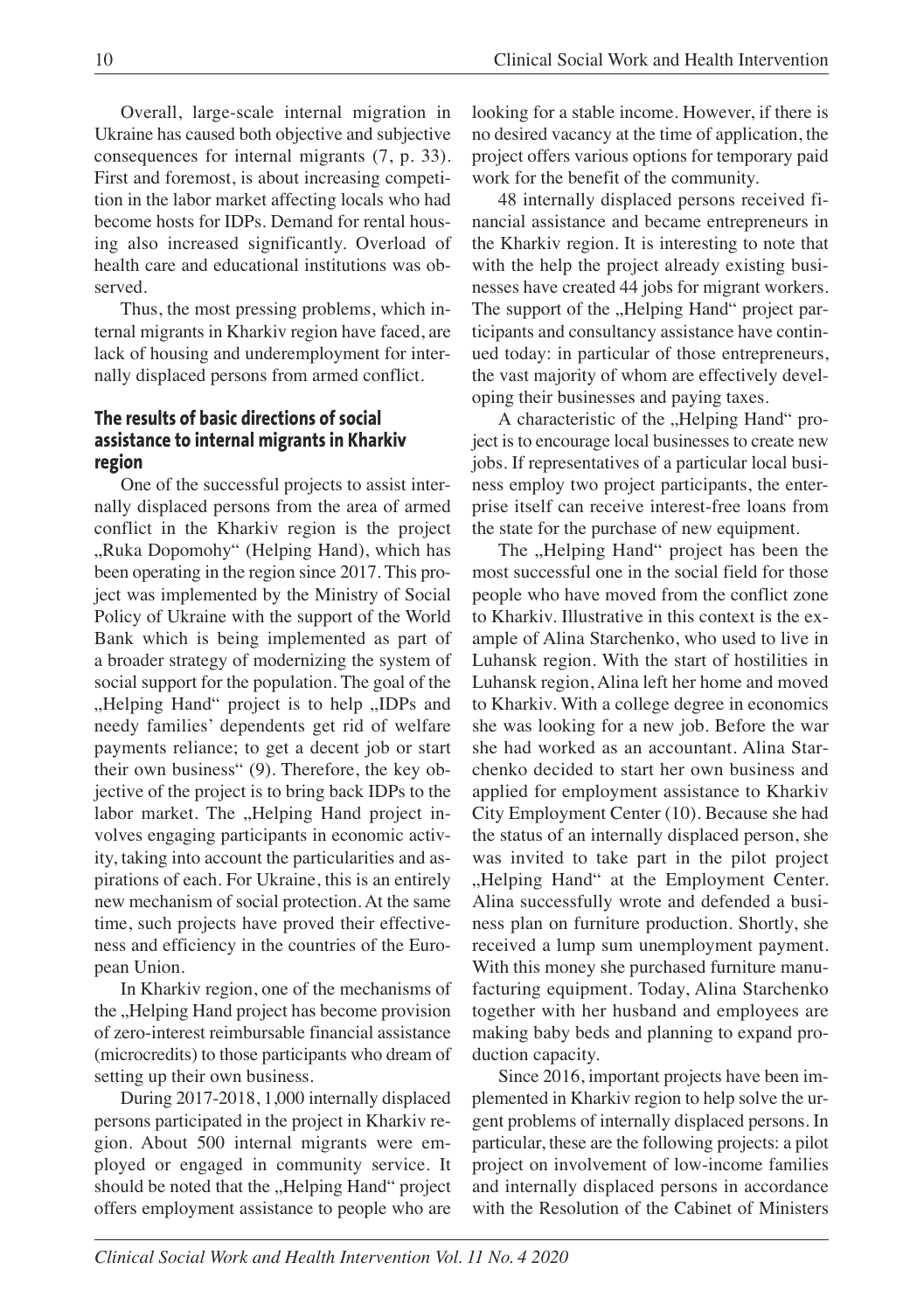Overall, large-scale internal migration in Ukraine has caused both objective and subjective consequences for internal migrants (7, p. 33). First and foremost, is about increasing competition in the labor market affecting locals who had become hosts for IDPs. Demand for rental housing also increased significantly. Overload of health care and educational institutions was observed.

Thus, the most pressing problems, which internal migrants in Kharkiv region have faced, are lack of housing and underemployment for internally displaced persons from armed conflict.

### The results of basic directions of social assistance to internal migrants in Kharkiv region

One of the successful projects to assist internally displaced persons from the area of armed conflict in the Kharkiv region is the project „Ruka Dopomohy" (Helping Hand), which has been operating in the region since 2017. This project was implemented by the Ministry of Social Policy of Ukraine with the support of the World Bank which is being implemented as part of a broader strategy of modernizing the system of social support for the population. The goal of the „Helping Hand" project is to help „IDPs and needy families' dependents get rid of welfare payments reliance; to get a decent job or start their own business" (9). Therefore, the key objective of the project is to bring back IDPs to the labor market. The „Helping Hand project involves engaging participants in economic activity, taking into account the particularities and aspirations of each. For Ukraine, this is an entirely new mechanism of social protection. At the same time, such projects have proved their effectiveness and efficiency in the countries of the European Union.

In Kharkiv region, one of the mechanisms of the „Helping Hand project has become provision of zero-interest reimbursable financial assistance (microcredits) to those participants who dream of setting up their own business.

During 2017-2018, 1,000 internally displaced persons participated in the project in Kharkiv region. About 500 internal migrants were employed or engaged in community service. It should be noted that the „Helping Hand" project offers employment assistance to people who are looking for a stable income. However, if there is no desired vacancy at the time of application, the project offers various options for temporary paid work for the benefit of the community.

48 internally displaced persons received financial assistance and became entrepreneurs in the Kharkiv region. It is interesting to note that with the help the project already existing businesses have created 44 jobs for migrant workers. The support of the „Helping Hand" project participants and consultancy assistance have continued today: in particular of those entrepreneurs, the vast majority of whom are effectively developing their businesses and paying taxes.

A characteristic of the „Helping Hand" project is to encourage local businesses to create new jobs. If representatives of a particular local business employ two project participants, the enterprise itself can receive interest-free loans from the state for the purchase of new equipment.

The „Helping Hand" project has been the most successful one in the social field for those people who have moved from the conflict zone to Kharkiv. Illustrative in this context is the example of Alina Starchenko, who used to live in Luhansk region. With the start of hostilities in Luhansk region, Alina left her home and moved to Kharkiv. With a college degree in economics she was looking for a new job. Before the war she had worked as an accountant. Alina Starchenko decided to start her own business and applied for employment assistance to Kharkiv City Employment Center (10). Because she had the status of an internally displaced person, she was invited to take part in the pilot project „Helping Hand" at the Employment Center. Alina successfully wrote and defended a business plan on furniture production. Shortly, she received a lump sum unemployment payment. With this money she purchased furniture manufacturing equipment. Today, Alina Starchenko together with her husband and employees are making baby beds and planning to expand production capacity.

Since 2016, important projects have been implemented in Kharkiv region to help solve the urgent problems of internally displaced persons. In particular, these are the following projects: a pilot project on involvement of low-income families and internally displaced persons in accordance with the Resolution of the Cabinet of Ministers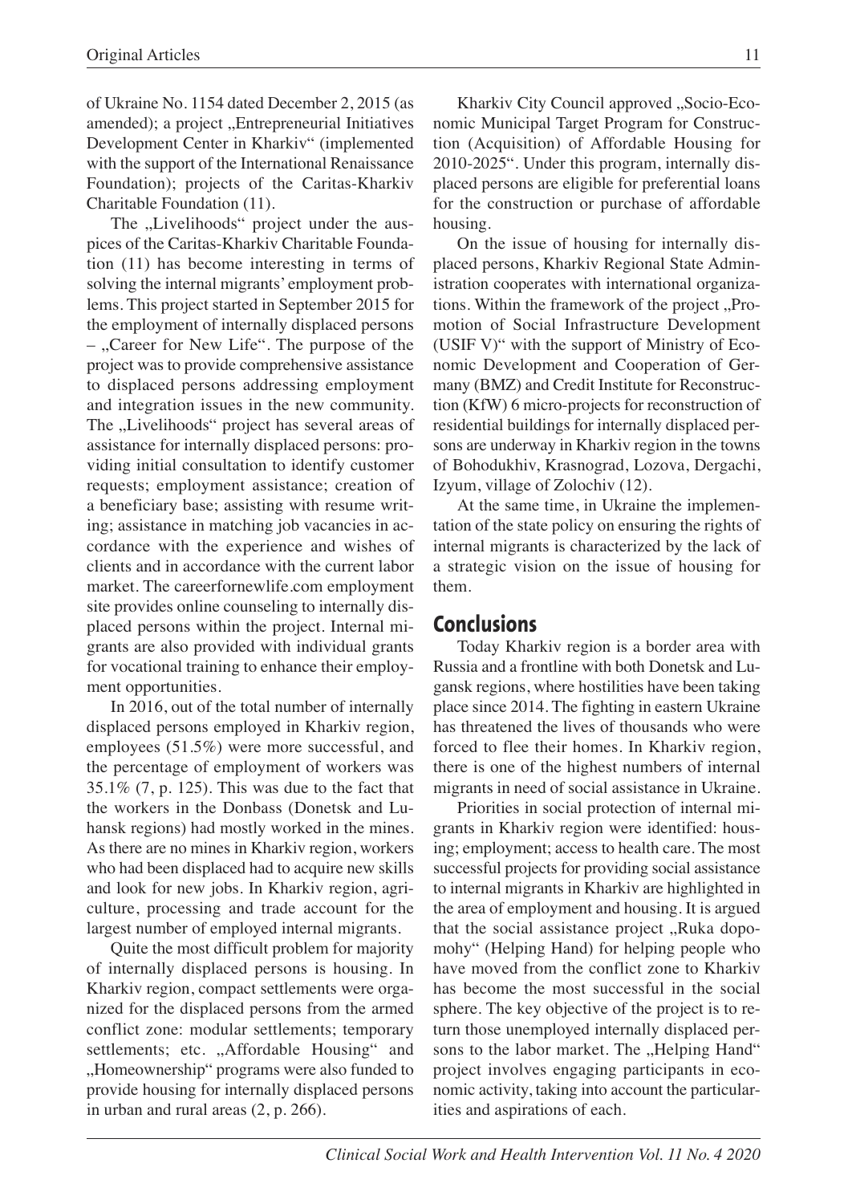of Ukraine No. 1154 dated December 2, 2015 (as amended); a project „Entrepreneurial Initiatives Development Center in Kharkiv" (implemented with the support of the International Renaissance Foundation); projects of the Caritas-Kharkiv Charitable Foundation (11).

The „Livelihoods" project under the auspices of the Caritas-Kharkiv Charitable Foundation (11) has become interesting in terms of solving the internal migrants' employment problems. This project started in September 2015 for the employment of internally displaced persons – „Career for New Life". The purpose of the project was to provide comprehensive assistance to displaced persons addressing employment and integration issues in the new community. The „Livelihoods" project has several areas of assistance for internally displaced persons: providing initial consultation to identify customer requests; employment assistance; creation of a beneficiary base; assisting with resume writing; assistance in matching job vacancies in accordance with the experience and wishes of clients and in accordance with the current labor market. The careerfornewlife.com employment site provides online counseling to internally displaced persons within the project. Internal migrants are also provided with individual grants for vocational training to enhance their employment opportunities.

In 2016, out of the total number of internally displaced persons employed in Kharkiv region, employees (51.5%) were more successful, and the percentage of employment of workers was 35.1% (7, p. 125). This was due to the fact that the workers in the Donbass (Donetsk and Luhansk regions) had mostly worked in the mines. As there are no mines in Kharkiv region, workers who had been displaced had to acquire new skills and look for new jobs. In Kharkiv region, agriculture, processing and trade account for the largest number of employed internal migrants.

Quite the most difficult problem for majority of internally displaced persons is housing. In Kharkiv region, compact settlements were organized for the displaced persons from the armed conflict zone: modular settlements; temporary settlements; etc. „Affordable Housing" and „Homeownership" programs were also funded to provide housing for internally displaced persons in urban and rural areas (2, p. 266).

Kharkiv City Council approved „Socio-Economic Municipal Target Program for Construction (Acquisition) of Affordable Housing for 2010-2025". Under this program, internally displaced persons are eligible for preferential loans for the construction or purchase of affordable housing.

On the issue of housing for internally displaced persons, Kharkiv Regional State Administration cooperates with international organizations. Within the framework of the project „Promotion of Social Infrastructure Development (USIF V)" with the support of Ministry of Economic Development and Cooperation of Germany (BMZ) and Credit Institute for Reconstruction (KfW) 6 micro-projects for reconstruction of residential buildings for internally displaced persons are underway in Kharkiv region in the towns of Bohodukhiv, Krasnograd, Lozova, Dergachi, Izyum, village of Zolochiv (12).

At the same time, in Ukraine the implementation of the state policy on ensuring the rights of internal migrants is characterized by the lack of a strategic vision on the issue of housing for them.

## Conclusions

Today Kharkiv region is a border area with Russia and a frontline with both Donetsk and Lugansk regions, where hostilities have been taking place since 2014. The fighting in eastern Ukraine has threatened the lives of thousands who were forced to flee their homes. In Kharkiv region, there is one of the highest numbers of internal migrants in need of social assistance in Ukraine.

Priorities in social protection of internal migrants in Kharkiv region were identified: housing; employment; access to health care. The most successful projects for providing social assistance to internal migrants in Kharkiv are highlighted in the area of employment and housing. It is argued that the social assistance project „Ruka dopomohy" (Helping Hand) for helping people who have moved from the conflict zone to Kharkiv has become the most successful in the social sphere. The key objective of the project is to return those unemployed internally displaced persons to the labor market. The „Helping Hand" project involves engaging participants in economic activity, taking into account the particularities and aspirations of each.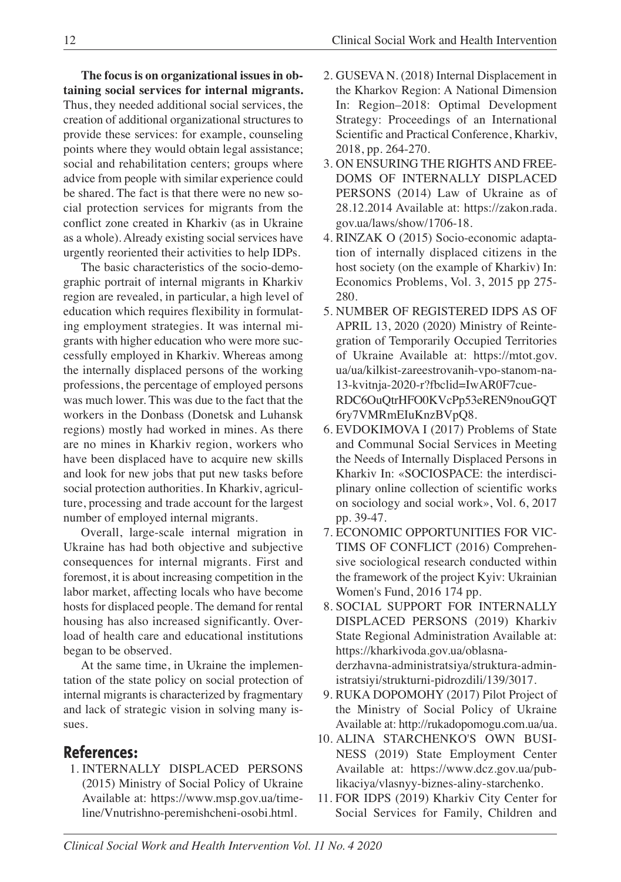**The focus is on organizational issues in obtaining social services for internal migrants.** Thus, they needed additional social services, the creation of additional organizational structures to provide these services: for example, counseling points where they would obtain legal assistance; social and rehabilitation centers; groups where advice from people with similar experience could be shared. The fact is that there were no new social protection services for migrants from the conflict zone created in Kharkiv (as in Ukraine as a whole). Already existing social services have urgently reoriented their activities to help IDPs.

The basic characteristics of the socio-demographic portrait of internal migrants in Kharkiv region are revealed, in particular, a high level of education which requires flexibility in formulating employment strategies. It was internal migrants with higher education who were more successfully employed in Kharkiv. Whereas among the internally displaced persons of the working professions, the percentage of employed persons was much lower. This was due to the fact that the workers in the Donbass (Donetsk and Luhansk regions) mostly had worked in mines. As there are no mines in Kharkiv region, workers who have been displaced have to acquire new skills and look for new jobs that put new tasks before social protection authorities. In Kharkiv, agriculture, processing and trade account for the largest number of employed internal migrants.

Overall, large-scale internal migration in Ukraine has had both objective and subjective consequences for internal migrants. First and foremost, it is about increasing competition in the labor market, affecting locals who have become hosts for displaced people. The demand for rental housing has also increased significantly. Overload of health care and educational institutions began to be observed.

At the same time, in Ukraine the implementation of the state policy on social protection of internal migrants is characterized by fragmentary and lack of strategic vision in solving many issues.

## References:

1. INTERNALLY DISPLACED PERSONS (2015) Ministry of Social Policy of Ukraine Available at: https://www.msp.gov.ua/timeline/Vnutrishno-peremishcheni-osobi.html.
2. GUSEVA N. (2018) Internal Displacement in the Kharkov Region: A National Dimension In: Region–2018: Optimal Development Strategy: Proceedings of an International Scientific and Practical Conference, Kharkiv, 2018, pp. 264-270.
3. ON ENSURING THE RIGHTS AND FREEDOMS OF INTERNALLY DISPLACED PERSONS (2014) Law of Ukraine as of 28.12.2014 Available at: https://zakon.rada.gov.ua/laws/show/1706-18.
4. RINZAK O (2015) Socio-economic adaptation of internally displaced citizens in the host society (on the example of Kharkiv) In: Economics Problems, Vol. 3, 2015 pp 275-280.
5. NUMBER OF REGISTERED IDPS AS OF APRIL 13, 2020 (2020) Ministry of Reintegration of Temporarily Occupied Territories of Ukraine Available at: https://mtot.gov.ua/ua/kilkist-zareestrovanih-vpo-stanom-na-13-kvitnja-2020-r?fbclid=IwAR0F7cue-RDC6OuQtrHFO0KVcPp53eREN9nouGQT6ry7VMRmEIuKnzBVpQ8.
6. EVDOKIMOVA I (2017) Problems of State and Communal Social Services in Meeting the Needs of Internally Displaced Persons in Kharkiv In: «SOCIOSPACE: the interdisciplinary online collection of scientific works on sociology and social work», Vol. 6, 2017 pp. 39-47.
7. ECONOMIC OPPORTUNITIES FOR VICTIMS OF CONFLICT (2016) Comprehensive sociological research conducted within the framework of the project Kyiv: Ukrainian Women's Fund, 2016 174 pp.
8. SOCIAL SUPPORT FOR INTERNALLY DISPLACED PERSONS (2019) Kharkiv State Regional Administration Available at: https://kharkivoda.gov.ua/oblasna-derzhavna-administratsiya/struktura-administratsiyi/strukturni-pidrozdili/139/3017.
9. RUKA DOPOMOHY (2017) Pilot Project of the Ministry of Social Policy of Ukraine Available at: http://rukadopomogu.com.ua/ua.
10. ALINA STARCHENKO'S OWN BUSINESS (2019) State Employment Center Available at: https://www.dcz.gov.ua/publikaciya/vlasnyy-biznes-aliny-starchenko.
11. FOR IDPS (2019) Kharkiv City Center for Social Services for Family, Children and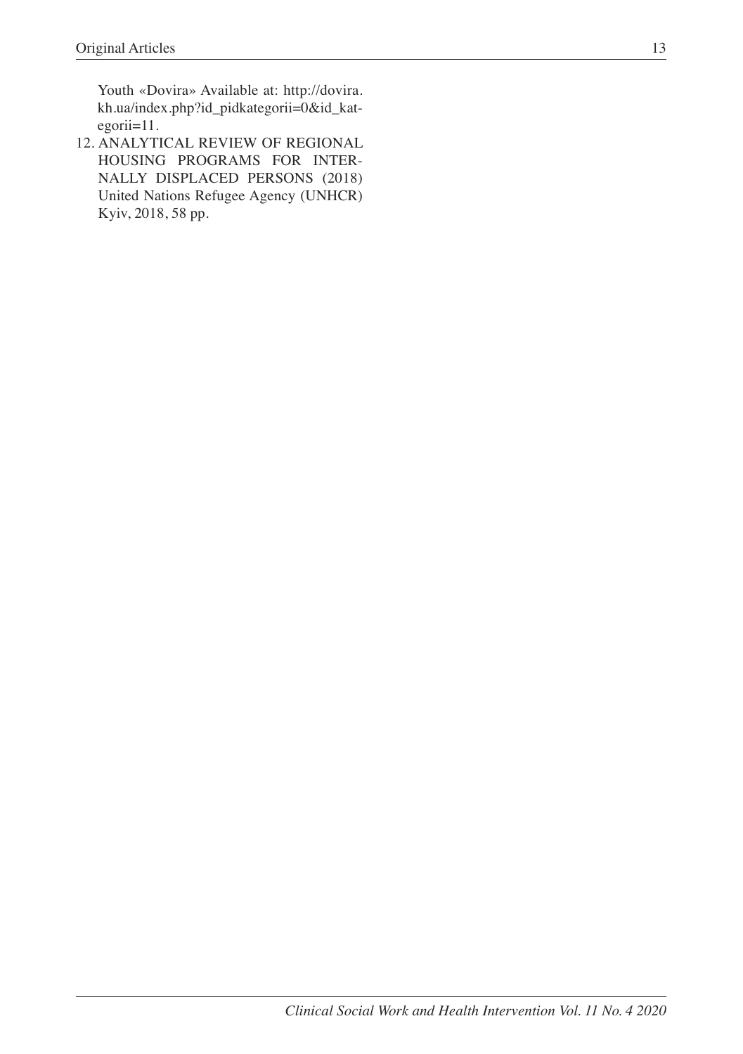Youth «Dovira» Available at: http://dovira.kh.ua/index.php?id_pidkategorii=0&id_kategorii=11.

12. ANALYTICAL REVIEW OF REGIONAL HOUSING PROGRAMS FOR INTERNALLY DISPLACED PERSONS (2018) United Nations Refugee Agency (UNHCR) Kyiv, 2018, 58 pp.